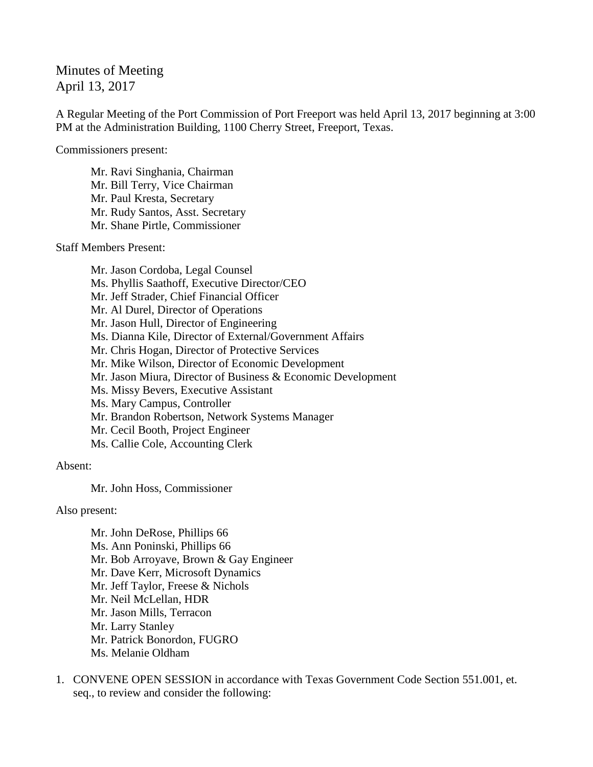Minutes of Meeting
April 13, 2017

A Regular Meeting of the Port Commission of Port Freeport was held April 13, 2017 beginning at 3:00 PM at the Administration Building, 1100 Cherry Street, Freeport, Texas.

Commissioners present:

Mr. Ravi Singhania, Chairman
Mr. Bill Terry, Vice Chairman
Mr. Paul Kresta, Secretary
Mr. Rudy Santos, Asst. Secretary
Mr. Shane Pirtle, Commissioner

Staff Members Present:

Mr. Jason Cordoba, Legal Counsel
Ms. Phyllis Saathoff, Executive Director/CEO
Mr. Jeff Strader, Chief Financial Officer
Mr. Al Durel, Director of Operations
Mr. Jason Hull, Director of Engineering
Ms. Dianna Kile, Director of External/Government Affairs
Mr. Chris Hogan, Director of Protective Services
Mr. Mike Wilson, Director of Economic Development
Mr. Jason Miura, Director of Business & Economic Development
Ms. Missy Bevers, Executive Assistant
Ms. Mary Campus, Controller
Mr. Brandon Robertson, Network Systems Manager
Mr. Cecil Booth, Project Engineer
Ms. Callie Cole, Accounting Clerk

Absent:

Mr. John Hoss, Commissioner

Also present:

Mr. John DeRose, Phillips 66
Ms. Ann Poninski, Phillips 66
Mr. Bob Arroyave, Brown & Gay Engineer
Mr. Dave Kerr, Microsoft Dynamics
Mr. Jeff Taylor, Freese & Nichols
Mr. Neil McLellan, HDR
Mr. Jason Mills, Terracon
Mr. Larry Stanley
Mr. Patrick Bonordon, FUGRO
Ms. Melanie Oldham

1. CONVENE OPEN SESSION in accordance with Texas Government Code Section 551.001, et. seq., to review and consider the following: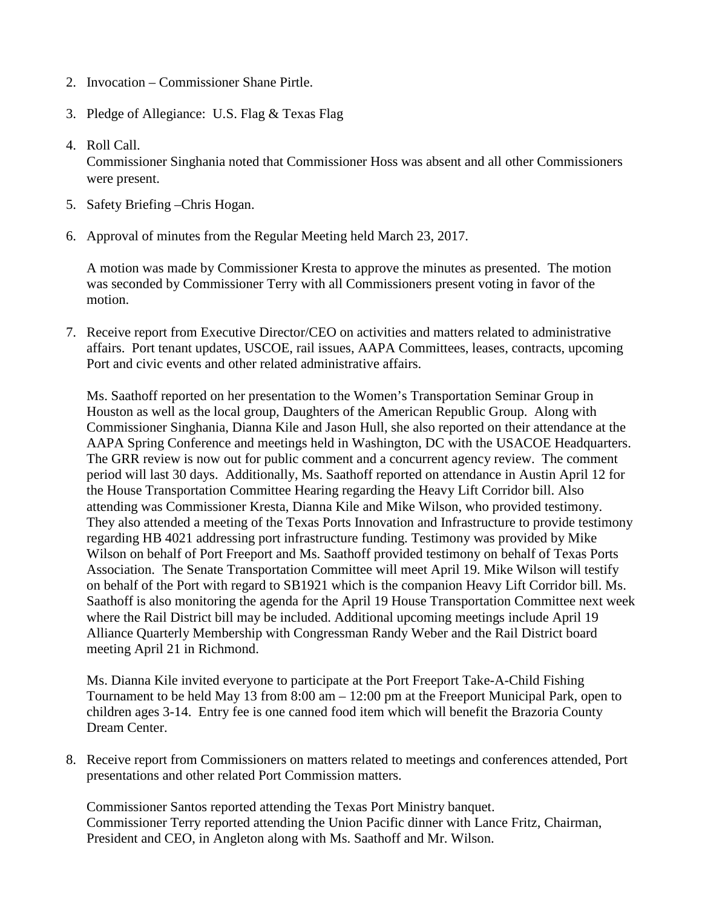2. Invocation – Commissioner Shane Pirtle.

3. Pledge of Allegiance: U.S. Flag & Texas Flag

4. Roll Call.
   Commissioner Singhania noted that Commissioner Hoss was absent and all other Commissioners were present.

5. Safety Briefing –Chris Hogan.

6. Approval of minutes from the Regular Meeting held March 23, 2017.

   A motion was made by Commissioner Kresta to approve the minutes as presented. The motion was seconded by Commissioner Terry with all Commissioners present voting in favor of the motion.

7. Receive report from Executive Director/CEO on activities and matters related to administrative affairs. Port tenant updates, USCOE, rail issues, AAPA Committees, leases, contracts, upcoming Port and civic events and other related administrative affairs.

   Ms. Saathoff reported on her presentation to the Women's Transportation Seminar Group in Houston as well as the local group, Daughters of the American Republic Group. Along with Commissioner Singhania, Dianna Kile and Jason Hull, she also reported on their attendance at the AAPA Spring Conference and meetings held in Washington, DC with the USACOE Headquarters. The GRR review is now out for public comment and a concurrent agency review. The comment period will last 30 days. Additionally, Ms. Saathoff reported on attendance in Austin April 12 for the House Transportation Committee Hearing regarding the Heavy Lift Corridor bill. Also attending was Commissioner Kresta, Dianna Kile and Mike Wilson, who provided testimony. They also attended a meeting of the Texas Ports Innovation and Infrastructure to provide testimony regarding HB 4021 addressing port infrastructure funding. Testimony was provided by Mike Wilson on behalf of Port Freeport and Ms. Saathoff provided testimony on behalf of Texas Ports Association. The Senate Transportation Committee will meet April 19. Mike Wilson will testify on behalf of the Port with regard to SB1921 which is the companion Heavy Lift Corridor bill. Ms. Saathoff is also monitoring the agenda for the April 19 House Transportation Committee next week where the Rail District bill may be included. Additional upcoming meetings include April 19 Alliance Quarterly Membership with Congressman Randy Weber and the Rail District board meeting April 21 in Richmond.

   Ms. Dianna Kile invited everyone to participate at the Port Freeport Take-A-Child Fishing Tournament to be held May 13 from 8:00 am – 12:00 pm at the Freeport Municipal Park, open to children ages 3-14. Entry fee is one canned food item which will benefit the Brazoria County Dream Center.

8. Receive report from Commissioners on matters related to meetings and conferences attended, Port presentations and other related Port Commission matters.

   Commissioner Santos reported attending the Texas Port Ministry banquet.
   Commissioner Terry reported attending the Union Pacific dinner with Lance Fritz, Chairman, President and CEO, in Angleton along with Ms. Saathoff and Mr. Wilson.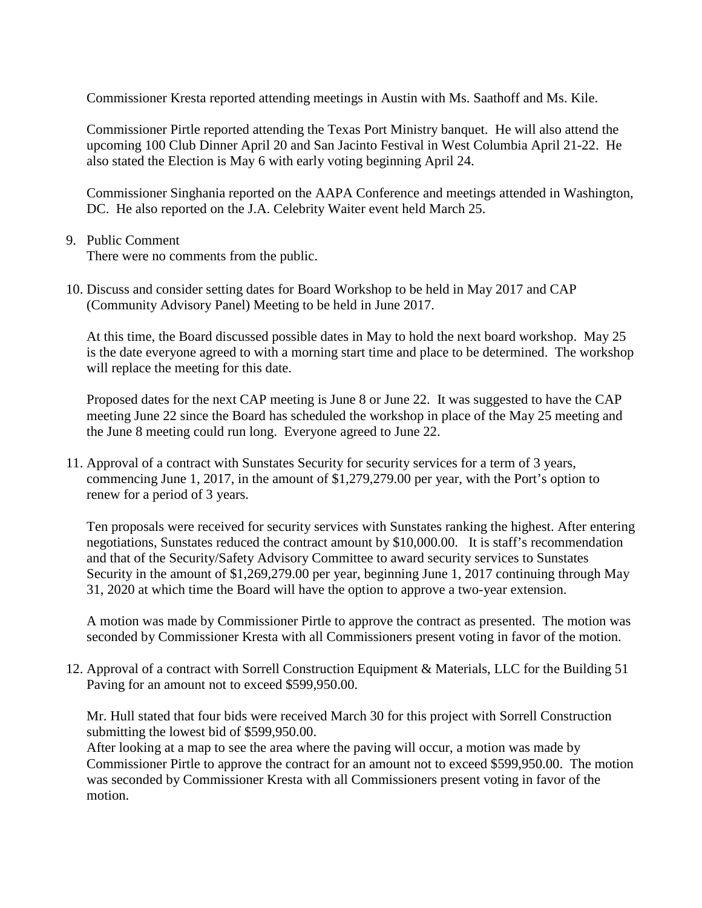Commissioner Kresta reported attending meetings in Austin with Ms. Saathoff and Ms. Kile.

Commissioner Pirtle reported attending the Texas Port Ministry banquet. He will also attend the upcoming 100 Club Dinner April 20 and San Jacinto Festival in West Columbia April 21-22. He also stated the Election is May 6 with early voting beginning April 24.

Commissioner Singhania reported on the AAPA Conference and meetings attended in Washington, DC. He also reported on the J.A. Celebrity Waiter event held March 25.

9. Public Comment
   There were no comments from the public.

10. Discuss and consider setting dates for Board Workshop to be held in May 2017 and CAP (Community Advisory Panel) Meeting to be held in June 2017.

    At this time, the Board discussed possible dates in May to hold the next board workshop. May 25 is the date everyone agreed to with a morning start time and place to be determined. The workshop will replace the meeting for this date.

    Proposed dates for the next CAP meeting is June 8 or June 22. It was suggested to have the CAP meeting June 22 since the Board has scheduled the workshop in place of the May 25 meeting and the June 8 meeting could run long. Everyone agreed to June 22.

11. Approval of a contract with Sunstates Security for security services for a term of 3 years, commencing June 1, 2017, in the amount of $1,279,279.00 per year, with the Port's option to renew for a period of 3 years.

    Ten proposals were received for security services with Sunstates ranking the highest. After entering negotiations, Sunstates reduced the contract amount by $10,000.00. It is staff's recommendation and that of the Security/Safety Advisory Committee to award security services to Sunstates Security in the amount of $1,269,279.00 per year, beginning June 1, 2017 continuing through May 31, 2020 at which time the Board will have the option to approve a two-year extension.

    A motion was made by Commissioner Pirtle to approve the contract as presented. The motion was seconded by Commissioner Kresta with all Commissioners present voting in favor of the motion.

12. Approval of a contract with Sorrell Construction Equipment & Materials, LLC for the Building 51 Paving for an amount not to exceed $599,950.00.

    Mr. Hull stated that four bids were received March 30 for this project with Sorrell Construction submitting the lowest bid of $599,950.00.
    After looking at a map to see the area where the paving will occur, a motion was made by Commissioner Pirtle to approve the contract for an amount not to exceed $599,950.00. The motion was seconded by Commissioner Kresta with all Commissioners present voting in favor of the motion.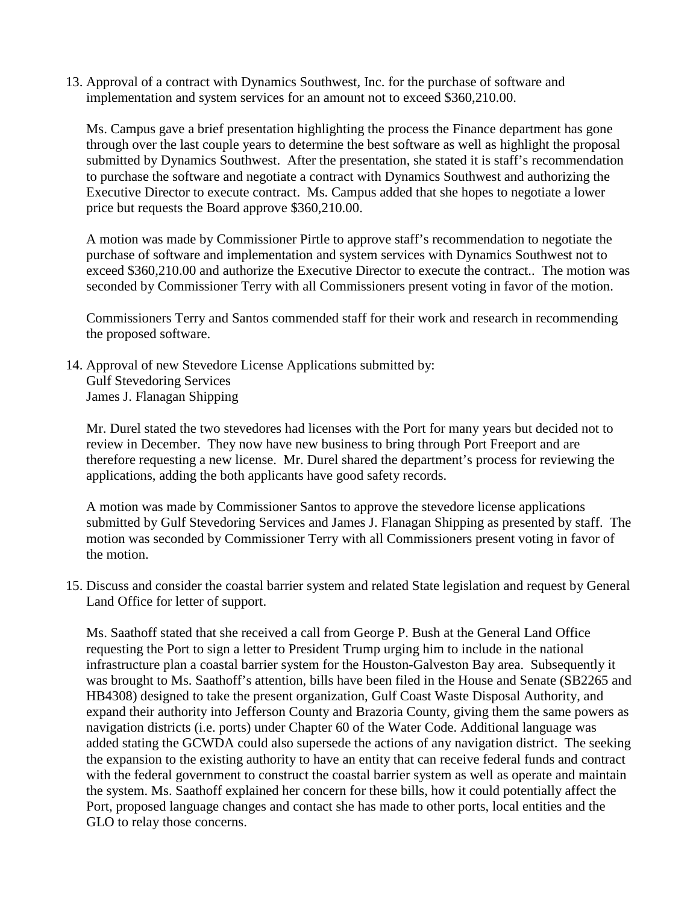13. Approval of a contract with Dynamics Southwest, Inc. for the purchase of software and implementation and system services for an amount not to exceed $360,210.00.

    Ms. Campus gave a brief presentation highlighting the process the Finance department has gone through over the last couple years to determine the best software as well as highlight the proposal submitted by Dynamics Southwest. After the presentation, she stated it is staff's recommendation to purchase the software and negotiate a contract with Dynamics Southwest and authorizing the Executive Director to execute contract. Ms. Campus added that she hopes to negotiate a lower price but requests the Board approve $360,210.00.

    A motion was made by Commissioner Pirtle to approve staff's recommendation to negotiate the purchase of software and implementation and system services with Dynamics Southwest not to exceed $360,210.00 and authorize the Executive Director to execute the contract.. The motion was seconded by Commissioner Terry with all Commissioners present voting in favor of the motion.

    Commissioners Terry and Santos commended staff for their work and research in recommending the proposed software.

14. Approval of new Stevedore License Applications submitted by:
    Gulf Stevedoring Services
    James J. Flanagan Shipping

    Mr. Durel stated the two stevedores had licenses with the Port for many years but decided not to review in December. They now have new business to bring through Port Freeport and are therefore requesting a new license. Mr. Durel shared the department's process for reviewing the applications, adding the both applicants have good safety records.

    A motion was made by Commissioner Santos to approve the stevedore license applications submitted by Gulf Stevedoring Services and James J. Flanagan Shipping as presented by staff. The motion was seconded by Commissioner Terry with all Commissioners present voting in favor of the motion.

15. Discuss and consider the coastal barrier system and related State legislation and request by General Land Office for letter of support.

    Ms. Saathoff stated that she received a call from George P. Bush at the General Land Office requesting the Port to sign a letter to President Trump urging him to include in the national infrastructure plan a coastal barrier system for the Houston-Galveston Bay area. Subsequently it was brought to Ms. Saathoff's attention, bills have been filed in the House and Senate (SB2265 and HB4308) designed to take the present organization, Gulf Coast Waste Disposal Authority, and expand their authority into Jefferson County and Brazoria County, giving them the same powers as navigation districts (i.e. ports) under Chapter 60 of the Water Code. Additional language was added stating the GCWDA could also supersede the actions of any navigation district. The seeking the expansion to the existing authority to have an entity that can receive federal funds and contract with the federal government to construct the coastal barrier system as well as operate and maintain the system. Ms. Saathoff explained her concern for these bills, how it could potentially affect the Port, proposed language changes and contact she has made to other ports, local entities and the GLO to relay those concerns.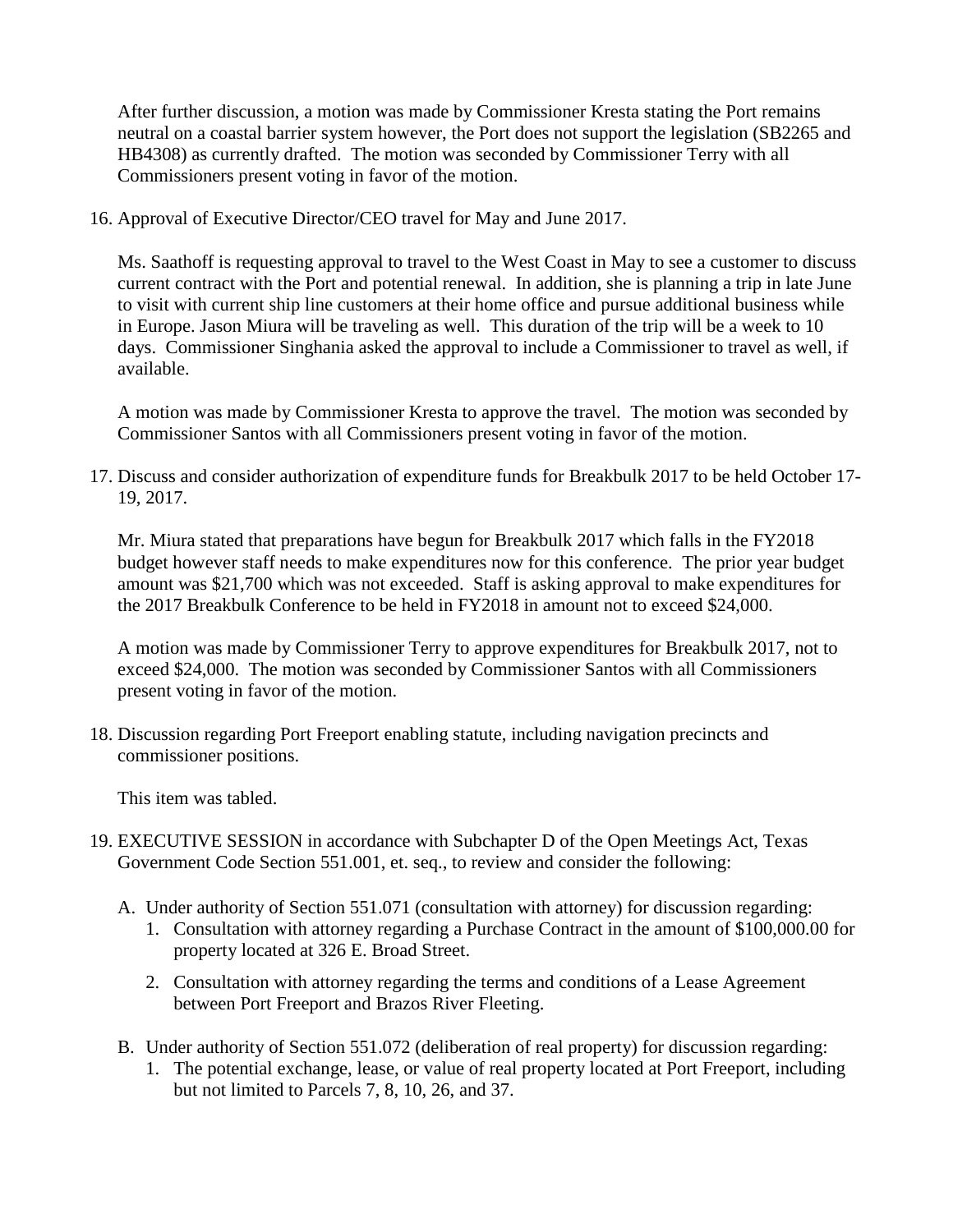After further discussion, a motion was made by Commissioner Kresta stating the Port remains neutral on a coastal barrier system however, the Port does not support the legislation (SB2265 and HB4308) as currently drafted. The motion was seconded by Commissioner Terry with all Commissioners present voting in favor of the motion.

16. Approval of Executive Director/CEO travel for May and June 2017.

    Ms. Saathoff is requesting approval to travel to the West Coast in May to see a customer to discuss current contract with the Port and potential renewal. In addition, she is planning a trip in late June to visit with current ship line customers at their home office and pursue additional business while in Europe. Jason Miura will be traveling as well. This duration of the trip will be a week to 10 days. Commissioner Singhania asked the approval to include a Commissioner to travel as well, if available.

    A motion was made by Commissioner Kresta to approve the travel. The motion was seconded by Commissioner Santos with all Commissioners present voting in favor of the motion.

17. Discuss and consider authorization of expenditure funds for Breakbulk 2017 to be held October 17-19, 2017.

    Mr. Miura stated that preparations have begun for Breakbulk 2017 which falls in the FY2018 budget however staff needs to make expenditures now for this conference. The prior year budget amount was $21,700 which was not exceeded. Staff is asking approval to make expenditures for the 2017 Breakbulk Conference to be held in FY2018 in amount not to exceed $24,000.

    A motion was made by Commissioner Terry to approve expenditures for Breakbulk 2017, not to exceed $24,000. The motion was seconded by Commissioner Santos with all Commissioners present voting in favor of the motion.

18. Discussion regarding Port Freeport enabling statute, including navigation precincts and commissioner positions.

    This item was tabled.

19. EXECUTIVE SESSION in accordance with Subchapter D of the Open Meetings Act, Texas Government Code Section 551.001, et. seq., to review and consider the following:

    A. Under authority of Section 551.071 (consultation with attorney) for discussion regarding:
        1. Consultation with attorney regarding a Purchase Contract in the amount of $100,000.00 for property located at 326 E. Broad Street.
        2. Consultation with attorney regarding the terms and conditions of a Lease Agreement between Port Freeport and Brazos River Fleeting.

    B. Under authority of Section 551.072 (deliberation of real property) for discussion regarding:
        1. The potential exchange, lease, or value of real property located at Port Freeport, including but not limited to Parcels 7, 8, 10, 26, and 37.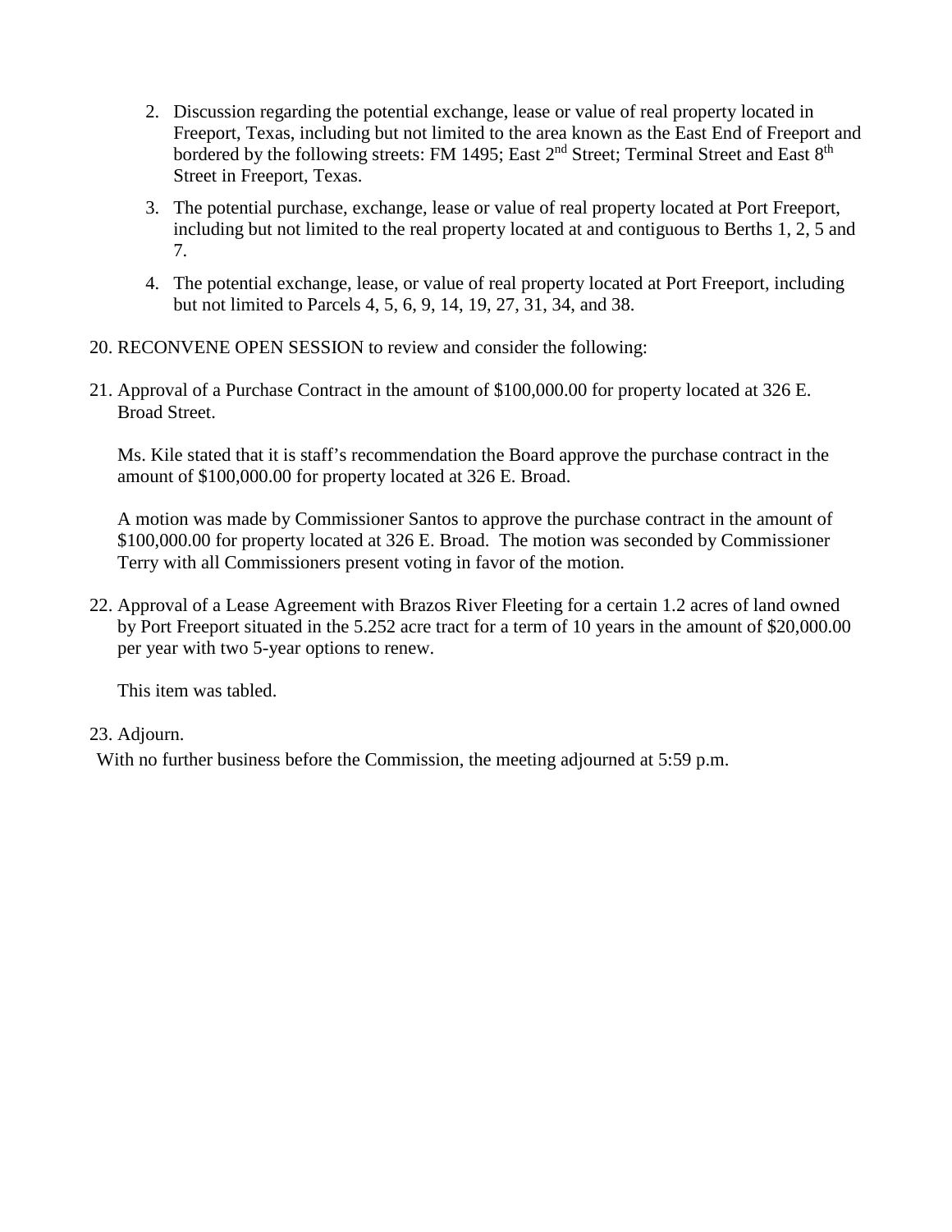2. Discussion regarding the potential exchange, lease or value of real property located in Freeport, Texas, including but not limited to the area known as the East End of Freeport and bordered by the following streets: FM 1495; East 2nd Street; Terminal Street and East 8th Street in Freeport, Texas.

3. The potential purchase, exchange, lease or value of real property located at Port Freeport, including but not limited to the real property located at and contiguous to Berths 1, 2, 5 and 7.

4. The potential exchange, lease, or value of real property located at Port Freeport, including but not limited to Parcels 4, 5, 6, 9, 14, 19, 27, 31, 34, and 38.

20. RECONVENE OPEN SESSION to review and consider the following:

21. Approval of a Purchase Contract in the amount of $100,000.00 for property located at 326 E. Broad Street.

    Ms. Kile stated that it is staff's recommendation the Board approve the purchase contract in the amount of $100,000.00 for property located at 326 E. Broad.

    A motion was made by Commissioner Santos to approve the purchase contract in the amount of $100,000.00 for property located at 326 E. Broad. The motion was seconded by Commissioner Terry with all Commissioners present voting in favor of the motion.

22. Approval of a Lease Agreement with Brazos River Fleeting for a certain 1.2 acres of land owned by Port Freeport situated in the 5.252 acre tract for a term of 10 years in the amount of $20,000.00 per year with two 5-year options to renew.

    This item was tabled.

23. Adjourn.

With no further business before the Commission, the meeting adjourned at 5:59 p.m.